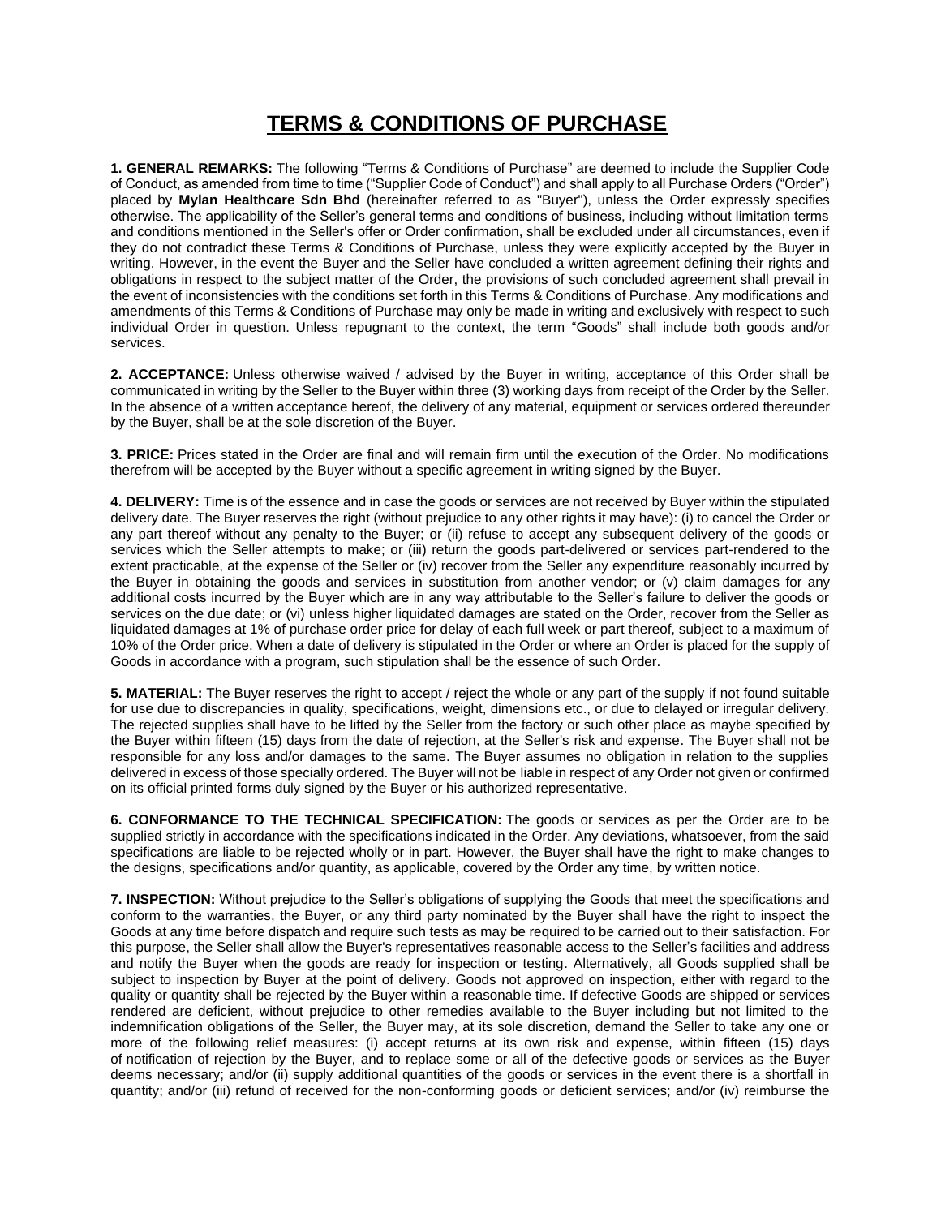# TERMS & CONDITIONS OF PURCHASE

**1. GENERAL REMARKS:** The following "Terms & Conditions of Purchase" are deemed to include the Supplier Code of Conduct, as amended from time to time ("Supplier Code of Conduct") and shall apply to all Purchase Orders ("Order") placed by **Mylan Healthcare Sdn Bhd** (hereinafter referred to as "Buyer"), unless the Order expressly specifies otherwise. The applicability of the Seller's general terms and conditions of business, including without limitation terms and conditions mentioned in the Seller's offer or Order confirmation, shall be excluded under all circumstances, even if they do not contradict these Terms & Conditions of Purchase, unless they were explicitly accepted by the Buyer in writing. However, in the event the Buyer and the Seller have concluded a written agreement defining their rights and obligations in respect to the subject matter of the Order, the provisions of such concluded agreement shall prevail in the event of inconsistencies with the conditions set forth in this Terms & Conditions of Purchase. Any modifications and amendments of this Terms & Conditions of Purchase may only be made in writing and exclusively with respect to such individual Order in question. Unless repugnant to the context, the term "Goods" shall include both goods and/or services.

**2. ACCEPTANCE:** Unless otherwise waived / advised by the Buyer in writing, acceptance of this Order shall be communicated in writing by the Seller to the Buyer within three (3) working days from receipt of the Order by the Seller. In the absence of a written acceptance hereof, the delivery of any material, equipment or services ordered thereunder by the Buyer, shall be at the sole discretion of the Buyer.

**3. PRICE:** Prices stated in the Order are final and will remain firm until the execution of the Order. No modifications therefrom will be accepted by the Buyer without a specific agreement in writing signed by the Buyer.

**4. DELIVERY:** Time is of the essence and in case the goods or services are not received by Buyer within the stipulated delivery date. The Buyer reserves the right (without prejudice to any other rights it may have): (i) to cancel the Order or any part thereof without any penalty to the Buyer; or (ii) refuse to accept any subsequent delivery of the goods or services which the Seller attempts to make; or (iii) return the goods part-delivered or services part-rendered to the extent practicable, at the expense of the Seller or (iv) recover from the Seller any expenditure reasonably incurred by the Buyer in obtaining the goods and services in substitution from another vendor; or (v) claim damages for any additional costs incurred by the Buyer which are in any way attributable to the Seller's failure to deliver the goods or services on the due date; or (vi) unless higher liquidated damages are stated on the Order, recover from the Seller as liquidated damages at 1% of purchase order price for delay of each full week or part thereof, subject to a maximum of 10% of the Order price. When a date of delivery is stipulated in the Order or where an Order is placed for the supply of Goods in accordance with a program, such stipulation shall be the essence of such Order.

**5. MATERIAL:** The Buyer reserves the right to accept / reject the whole or any part of the supply if not found suitable for use due to discrepancies in quality, specifications, weight, dimensions etc., or due to delayed or irregular delivery. The rejected supplies shall have to be lifted by the Seller from the factory or such other place as maybe specified by the Buyer within fifteen (15) days from the date of rejection, at the Seller's risk and expense. The Buyer shall not be responsible for any loss and/or damages to the same. The Buyer assumes no obligation in relation to the supplies delivered in excess of those specially ordered. The Buyer will not be liable in respect of any Order not given or confirmed on its official printed forms duly signed by the Buyer or his authorized representative.

**6. CONFORMANCE TO THE TECHNICAL SPECIFICATION:** The goods or services as per the Order are to be supplied strictly in accordance with the specifications indicated in the Order. Any deviations, whatsoever, from the said specifications are liable to be rejected wholly or in part. However, the Buyer shall have the right to make changes to the designs, specifications and/or quantity, as applicable, covered by the Order any time, by written notice.

**7. INSPECTION:** Without prejudice to the Seller's obligations of supplying the Goods that meet the specifications and conform to the warranties, the Buyer, or any third party nominated by the Buyer shall have the right to inspect the Goods at any time before dispatch and require such tests as may be required to be carried out to their satisfaction. For this purpose, the Seller shall allow the Buyer's representatives reasonable access to the Seller's facilities and address and notify the Buyer when the goods are ready for inspection or testing. Alternatively, all Goods supplied shall be subject to inspection by Buyer at the point of delivery. Goods not approved on inspection, either with regard to the quality or quantity shall be rejected by the Buyer within a reasonable time. If defective Goods are shipped or services rendered are deficient, without prejudice to other remedies available to the Buyer including but not limited to the indemnification obligations of the Seller, the Buyer may, at its sole discretion, demand the Seller to take any one or more of the following relief measures: (i) accept returns at its own risk and expense, within fifteen (15) days of notification of rejection by the Buyer, and to replace some or all of the defective goods or services as the Buyer deems necessary; and/or (ii) supply additional quantities of the goods or services in the event there is a shortfall in quantity; and/or (iii) refund of received for the non-conforming goods or deficient services; and/or (iv) reimburse the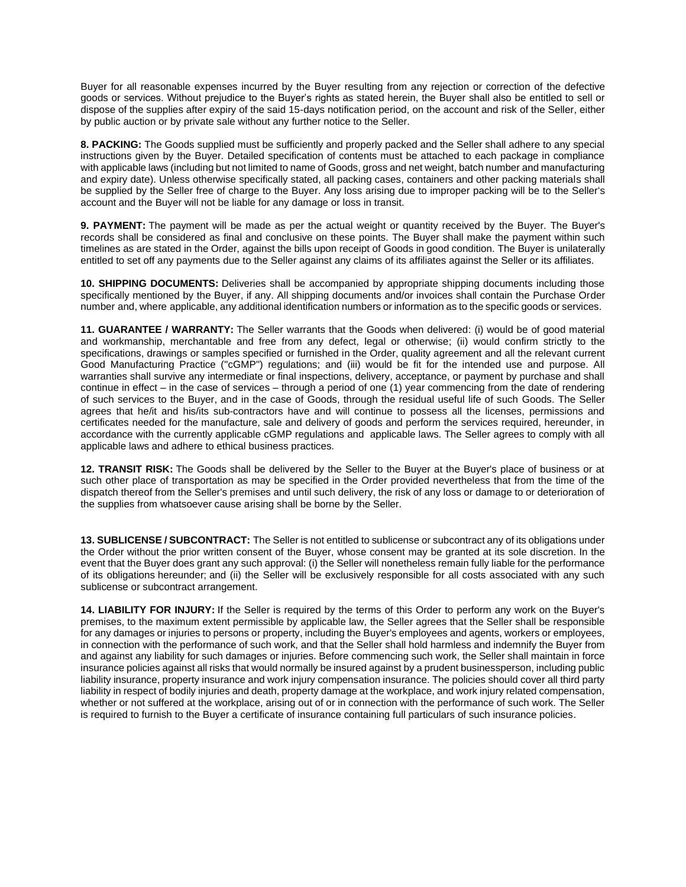Buyer for all reasonable expenses incurred by the Buyer resulting from any rejection or correction of the defective goods or services. Without prejudice to the Buyer's rights as stated herein, the Buyer shall also be entitled to sell or dispose of the supplies after expiry of the said 15-days notification period, on the account and risk of the Seller, either by public auction or by private sale without any further notice to the Seller.

**8. PACKING:** The Goods supplied must be sufficiently and properly packed and the Seller shall adhere to any special instructions given by the Buyer. Detailed specification of contents must be attached to each package in compliance with applicable laws (including but not limited to name of Goods, gross and net weight, batch number and manufacturing and expiry date). Unless otherwise specifically stated, all packing cases, containers and other packing materials shall be supplied by the Seller free of charge to the Buyer. Any loss arising due to improper packing will be to the Seller's account and the Buyer will not be liable for any damage or loss in transit.

**9. PAYMENT:** The payment will be made as per the actual weight or quantity received by the Buyer. The Buyer's records shall be considered as final and conclusive on these points. The Buyer shall make the payment within such timelines as are stated in the Order, against the bills upon receipt of Goods in good condition. The Buyer is unilaterally entitled to set off any payments due to the Seller against any claims of its affiliates against the Seller or its affiliates.

**10. SHIPPING DOCUMENTS:** Deliveries shall be accompanied by appropriate shipping documents including those specifically mentioned by the Buyer, if any. All shipping documents and/or invoices shall contain the Purchase Order number and, where applicable, any additional identification numbers or information as to the specific goods or services.

**11. GUARANTEE / WARRANTY:** The Seller warrants that the Goods when delivered: (i) would be of good material and workmanship, merchantable and free from any defect, legal or otherwise; (ii) would confirm strictly to the specifications, drawings or samples specified or furnished in the Order, quality agreement and all the relevant current Good Manufacturing Practice ("cGMP") regulations; and (iii) would be fit for the intended use and purpose. All warranties shall survive any intermediate or final inspections, delivery, acceptance, or payment by purchase and shall continue in effect – in the case of services – through a period of one (1) year commencing from the date of rendering of such services to the Buyer, and in the case of Goods, through the residual useful life of such Goods. The Seller agrees that he/it and his/its sub-contractors have and will continue to possess all the licenses, permissions and certificates needed for the manufacture, sale and delivery of goods and perform the services required, hereunder, in accordance with the currently applicable cGMP regulations and applicable laws. The Seller agrees to comply with all applicable laws and adhere to ethical business practices.

**12. TRANSIT RISK:** The Goods shall be delivered by the Seller to the Buyer at the Buyer's place of business or at such other place of transportation as may be specified in the Order provided nevertheless that from the time of the dispatch thereof from the Seller's premises and until such delivery, the risk of any loss or damage to or deterioration of the supplies from whatsoever cause arising shall be borne by the Seller.

**13. SUBLICENSE / SUBCONTRACT:** The Seller is not entitled to sublicense or subcontract any of its obligations under the Order without the prior written consent of the Buyer, whose consent may be granted at its sole discretion. In the event that the Buyer does grant any such approval: (i) the Seller will nonetheless remain fully liable for the performance of its obligations hereunder; and (ii) the Seller will be exclusively responsible for all costs associated with any such sublicense or subcontract arrangement.

**14. LIABILITY FOR INJURY:** If the Seller is required by the terms of this Order to perform any work on the Buyer's premises, to the maximum extent permissible by applicable law, the Seller agrees that the Seller shall be responsible for any damages or injuries to persons or property, including the Buyer's employees and agents, workers or employees, in connection with the performance of such work, and that the Seller shall hold harmless and indemnify the Buyer from and against any liability for such damages or injuries. Before commencing such work, the Seller shall maintain in force insurance policies against all risks that would normally be insured against by a prudent businessperson, including public liability insurance, property insurance and work injury compensation insurance. The policies should cover all third party liability in respect of bodily injuries and death, property damage at the workplace, and work injury related compensation, whether or not suffered at the workplace, arising out of or in connection with the performance of such work. The Seller is required to furnish to the Buyer a certificate of insurance containing full particulars of such insurance policies.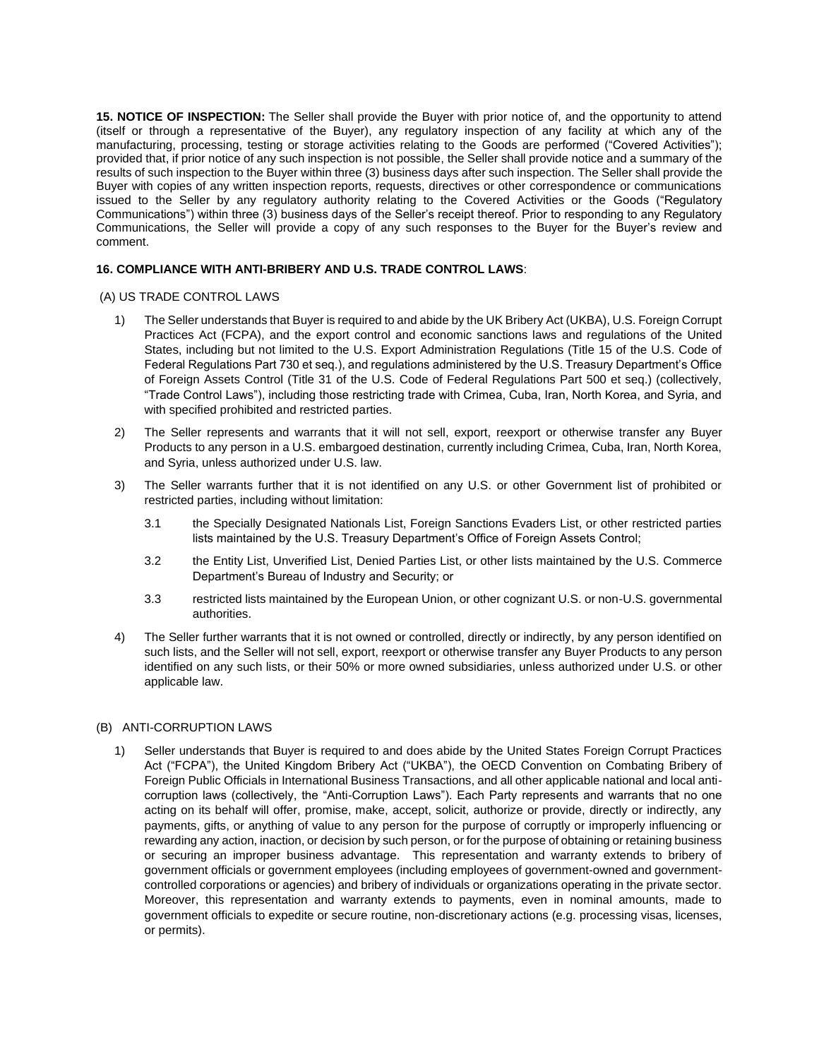**15. NOTICE OF INSPECTION:** The Seller shall provide the Buyer with prior notice of, and the opportunity to attend (itself or through a representative of the Buyer), any regulatory inspection of any facility at which any of the manufacturing, processing, testing or storage activities relating to the Goods are performed ("Covered Activities"); provided that, if prior notice of any such inspection is not possible, the Seller shall provide notice and a summary of the results of such inspection to the Buyer within three (3) business days after such inspection. The Seller shall provide the Buyer with copies of any written inspection reports, requests, directives or other correspondence or communications issued to the Seller by any regulatory authority relating to the Covered Activities or the Goods ("Regulatory Communications") within three (3) business days of the Seller's receipt thereof. Prior to responding to any Regulatory Communications, the Seller will provide a copy of any such responses to the Buyer for the Buyer's review and comment.

**16. COMPLIANCE WITH ANTI-BRIBERY AND U.S. TRADE CONTROL LAWS**:

(A) US TRADE CONTROL LAWS

1) The Seller understands that Buyer is required to and abide by the UK Bribery Act (UKBA), U.S. Foreign Corrupt Practices Act (FCPA), and the export control and economic sanctions laws and regulations of the United States, including but not limited to the U.S. Export Administration Regulations (Title 15 of the U.S. Code of Federal Regulations Part 730 et seq.), and regulations administered by the U.S. Treasury Department's Office of Foreign Assets Control (Title 31 of the U.S. Code of Federal Regulations Part 500 et seq.) (collectively, "Trade Control Laws"), including those restricting trade with Crimea, Cuba, Iran, North Korea, and Syria, and with specified prohibited and restricted parties.

2) The Seller represents and warrants that it will not sell, export, reexport or otherwise transfer any Buyer Products to any person in a U.S. embargoed destination, currently including Crimea, Cuba, Iran, North Korea, and Syria, unless authorized under U.S. law.

3) The Seller warrants further that it is not identified on any U.S. or other Government list of prohibited or restricted parties, including without limitation:

   3.1 the Specially Designated Nationals List, Foreign Sanctions Evaders List, or other restricted parties lists maintained by the U.S. Treasury Department's Office of Foreign Assets Control;

   3.2 the Entity List, Unverified List, Denied Parties List, or other lists maintained by the U.S. Commerce Department's Bureau of Industry and Security; or

   3.3 restricted lists maintained by the European Union, or other cognizant U.S. or non-U.S. governmental authorities.

4) The Seller further warrants that it is not owned or controlled, directly or indirectly, by any person identified on such lists, and the Seller will not sell, export, reexport or otherwise transfer any Buyer Products to any person identified on any such lists, or their 50% or more owned subsidiaries, unless authorized under U.S. or other applicable law.

(B) ANTI-CORRUPTION LAWS

1) Seller understands that Buyer is required to and does abide by the United States Foreign Corrupt Practices Act ("FCPA"), the United Kingdom Bribery Act ("UKBA"), the OECD Convention on Combating Bribery of Foreign Public Officials in International Business Transactions, and all other applicable national and local anti-corruption laws (collectively, the "Anti-Corruption Laws"). Each Party represents and warrants that no one acting on its behalf will offer, promise, make, accept, solicit, authorize or provide, directly or indirectly, any payments, gifts, or anything of value to any person for the purpose of corruptly or improperly influencing or rewarding any action, inaction, or decision by such person, or for the purpose of obtaining or retaining business or securing an improper business advantage. This representation and warranty extends to bribery of government officials or government employees (including employees of government-owned and government-controlled corporations or agencies) and bribery of individuals or organizations operating in the private sector. Moreover, this representation and warranty extends to payments, even in nominal amounts, made to government officials to expedite or secure routine, non-discretionary actions (e.g. processing visas, licenses, or permits).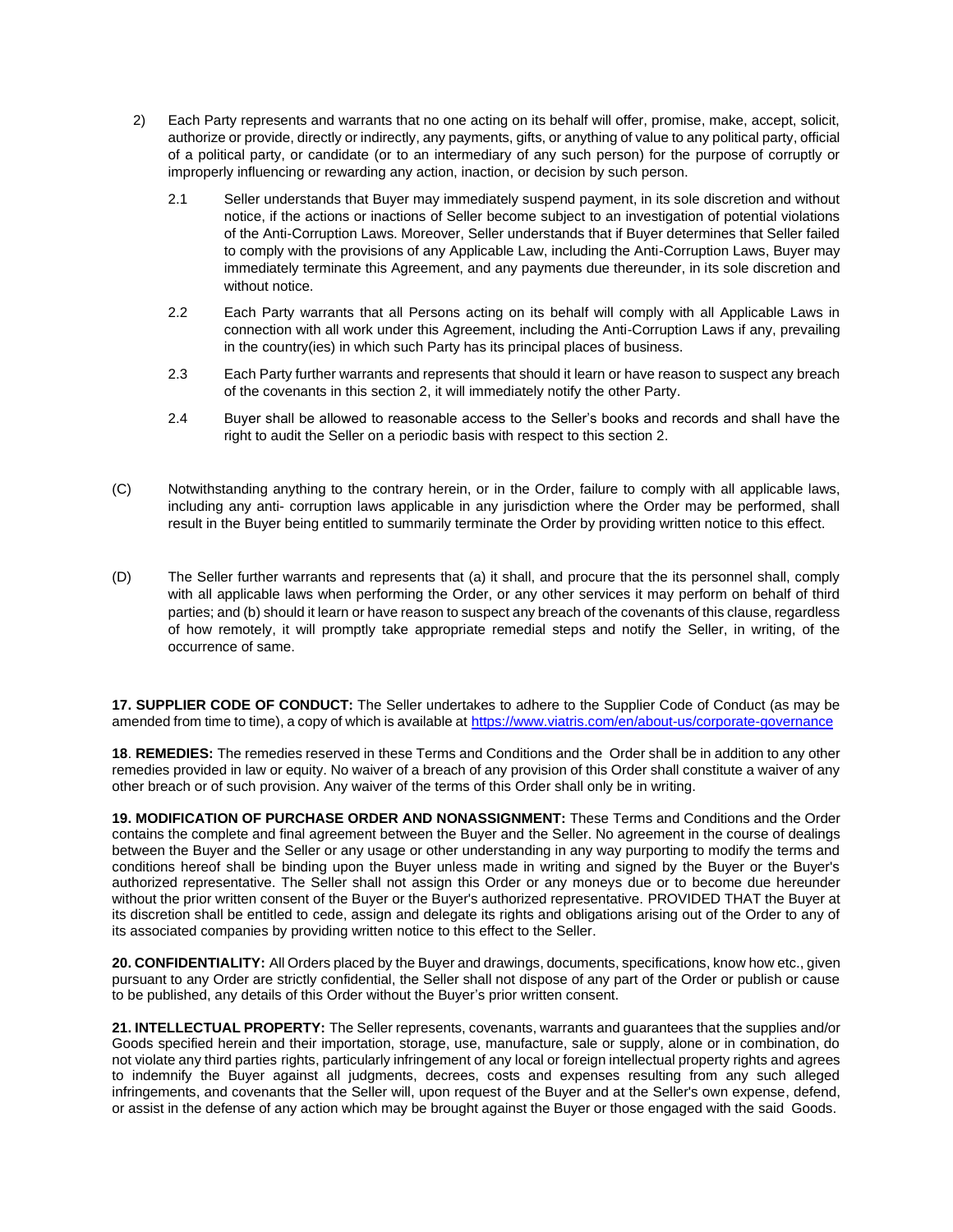2) Each Party represents and warrants that no one acting on its behalf will offer, promise, make, accept, solicit, authorize or provide, directly or indirectly, any payments, gifts, or anything of value to any political party, official of a political party, or candidate (or to an intermediary of any such person) for the purpose of corruptly or improperly influencing or rewarding any action, inaction, or decision by such person.

   2.1 Seller understands that Buyer may immediately suspend payment, in its sole discretion and without notice, if the actions or inactions of Seller become subject to an investigation of potential violations of the Anti-Corruption Laws. Moreover, Seller understands that if Buyer determines that Seller failed to comply with the provisions of any Applicable Law, including the Anti-Corruption Laws, Buyer may immediately terminate this Agreement, and any payments due thereunder, in its sole discretion and without notice.

   2.2 Each Party warrants that all Persons acting on its behalf will comply with all Applicable Laws in connection with all work under this Agreement, including the Anti-Corruption Laws if any, prevailing in the country(ies) in which such Party has its principal places of business.

   2.3 Each Party further warrants and represents that should it learn or have reason to suspect any breach of the covenants in this section 2, it will immediately notify the other Party.

   2.4 Buyer shall be allowed to reasonable access to the Seller's books and records and shall have the right to audit the Seller on a periodic basis with respect to this section 2.

(C) Notwithstanding anything to the contrary herein, or in the Order, failure to comply with all applicable laws, including any anti- corruption laws applicable in any jurisdiction where the Order may be performed, shall result in the Buyer being entitled to summarily terminate the Order by providing written notice to this effect.

(D) The Seller further warrants and represents that (a) it shall, and procure that the its personnel shall, comply with all applicable laws when performing the Order, or any other services it may perform on behalf of third parties; and (b) should it learn or have reason to suspect any breach of the covenants of this clause, regardless of how remotely, it will promptly take appropriate remedial steps and notify the Seller, in writing, of the occurrence of same.

**17. SUPPLIER CODE OF CONDUCT:** The Seller undertakes to adhere to the Supplier Code of Conduct (as may be amended from time to time), a copy of which is available at https://www.viatris.com/en/about-us/corporate-governance

**18**. **REMEDIES:** The remedies reserved in these Terms and Conditions and the Order shall be in addition to any other remedies provided in law or equity. No waiver of a breach of any provision of this Order shall constitute a waiver of any other breach or of such provision. Any waiver of the terms of this Order shall only be in writing.

**19. MODIFICATION OF PURCHASE ORDER AND NONASSIGNMENT:** These Terms and Conditions and the Order contains the complete and final agreement between the Buyer and the Seller. No agreement in the course of dealings between the Buyer and the Seller or any usage or other understanding in any way purporting to modify the terms and conditions hereof shall be binding upon the Buyer unless made in writing and signed by the Buyer or the Buyer's authorized representative. The Seller shall not assign this Order or any moneys due or to become due hereunder without the prior written consent of the Buyer or the Buyer's authorized representative. PROVIDED THAT the Buyer at its discretion shall be entitled to cede, assign and delegate its rights and obligations arising out of the Order to any of its associated companies by providing written notice to this effect to the Seller.

**20. CONFIDENTIALITY:** All Orders placed by the Buyer and drawings, documents, specifications, know how etc., given pursuant to any Order are strictly confidential, the Seller shall not dispose of any part of the Order or publish or cause to be published, any details of this Order without the Buyer's prior written consent.

**21. INTELLECTUAL PROPERTY:** The Seller represents, covenants, warrants and guarantees that the supplies and/or Goods specified herein and their importation, storage, use, manufacture, sale or supply, alone or in combination, do not violate any third parties rights, particularly infringement of any local or foreign intellectual property rights and agrees to indemnify the Buyer against all judgments, decrees, costs and expenses resulting from any such alleged infringements, and covenants that the Seller will, upon request of the Buyer and at the Seller's own expense, defend, or assist in the defense of any action which may be brought against the Buyer or those engaged with the said Goods.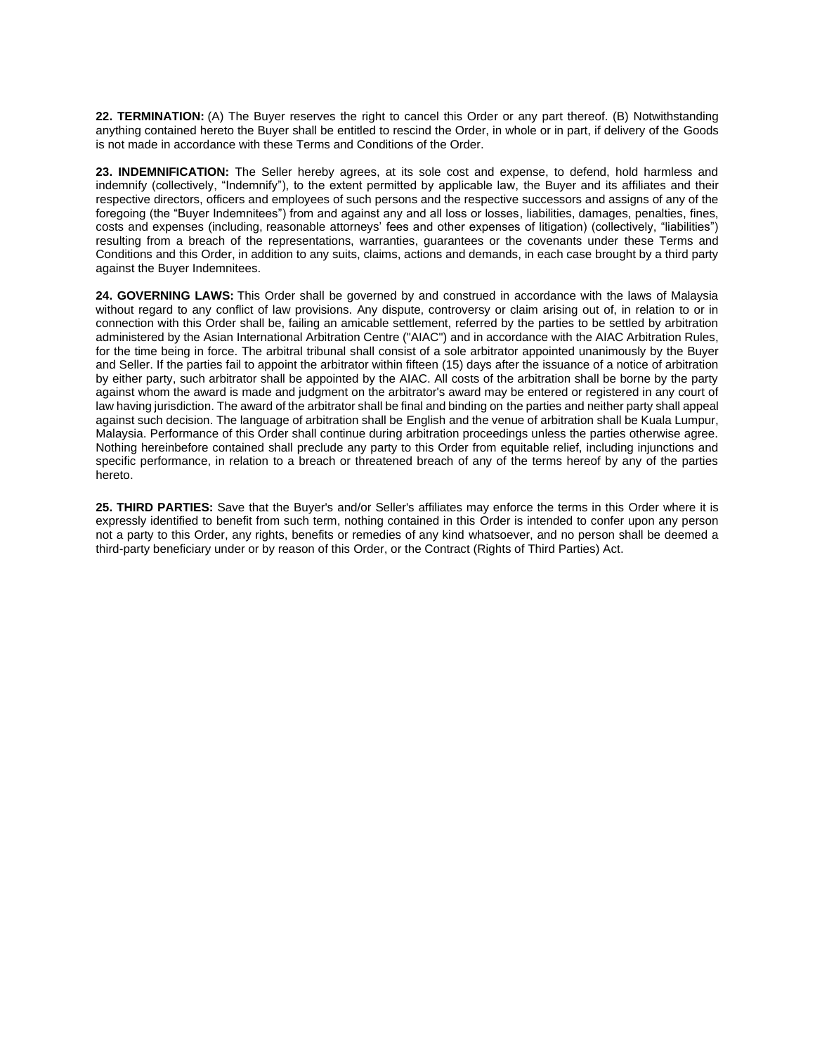**22. TERMINATION:** (A) The Buyer reserves the right to cancel this Order or any part thereof. (B) Notwithstanding anything contained hereto the Buyer shall be entitled to rescind the Order, in whole or in part, if delivery of the Goods is not made in accordance with these Terms and Conditions of the Order.

**23. INDEMNIFICATION:** The Seller hereby agrees, at its sole cost and expense, to defend, hold harmless and indemnify (collectively, "Indemnify"), to the extent permitted by applicable law, the Buyer and its affiliates and their respective directors, officers and employees of such persons and the respective successors and assigns of any of the foregoing (the "Buyer Indemnitees") from and against any and all loss or losses, liabilities, damages, penalties, fines, costs and expenses (including, reasonable attorneys' fees and other expenses of litigation) (collectively, "liabilities") resulting from a breach of the representations, warranties, guarantees or the covenants under these Terms and Conditions and this Order, in addition to any suits, claims, actions and demands, in each case brought by a third party against the Buyer Indemnitees.

**24. GOVERNING LAWS:** This Order shall be governed by and construed in accordance with the laws of Malaysia without regard to any conflict of law provisions. Any dispute, controversy or claim arising out of, in relation to or in connection with this Order shall be, failing an amicable settlement, referred by the parties to be settled by arbitration administered by the Asian International Arbitration Centre ("AIAC") and in accordance with the AIAC Arbitration Rules, for the time being in force. The arbitral tribunal shall consist of a sole arbitrator appointed unanimously by the Buyer and Seller. If the parties fail to appoint the arbitrator within fifteen (15) days after the issuance of a notice of arbitration by either party, such arbitrator shall be appointed by the AIAC. All costs of the arbitration shall be borne by the party against whom the award is made and judgment on the arbitrator's award may be entered or registered in any court of law having jurisdiction. The award of the arbitrator shall be final and binding on the parties and neither party shall appeal against such decision. The language of arbitration shall be English and the venue of arbitration shall be Kuala Lumpur, Malaysia. Performance of this Order shall continue during arbitration proceedings unless the parties otherwise agree. Nothing hereinbefore contained shall preclude any party to this Order from equitable relief, including injunctions and specific performance, in relation to a breach or threatened breach of any of the terms hereof by any of the parties hereto.

**25. THIRD PARTIES:** Save that the Buyer's and/or Seller's affiliates may enforce the terms in this Order where it is expressly identified to benefit from such term, nothing contained in this Order is intended to confer upon any person not a party to this Order, any rights, benefits or remedies of any kind whatsoever, and no person shall be deemed a third-party beneficiary under or by reason of this Order, or the Contract (Rights of Third Parties) Act.